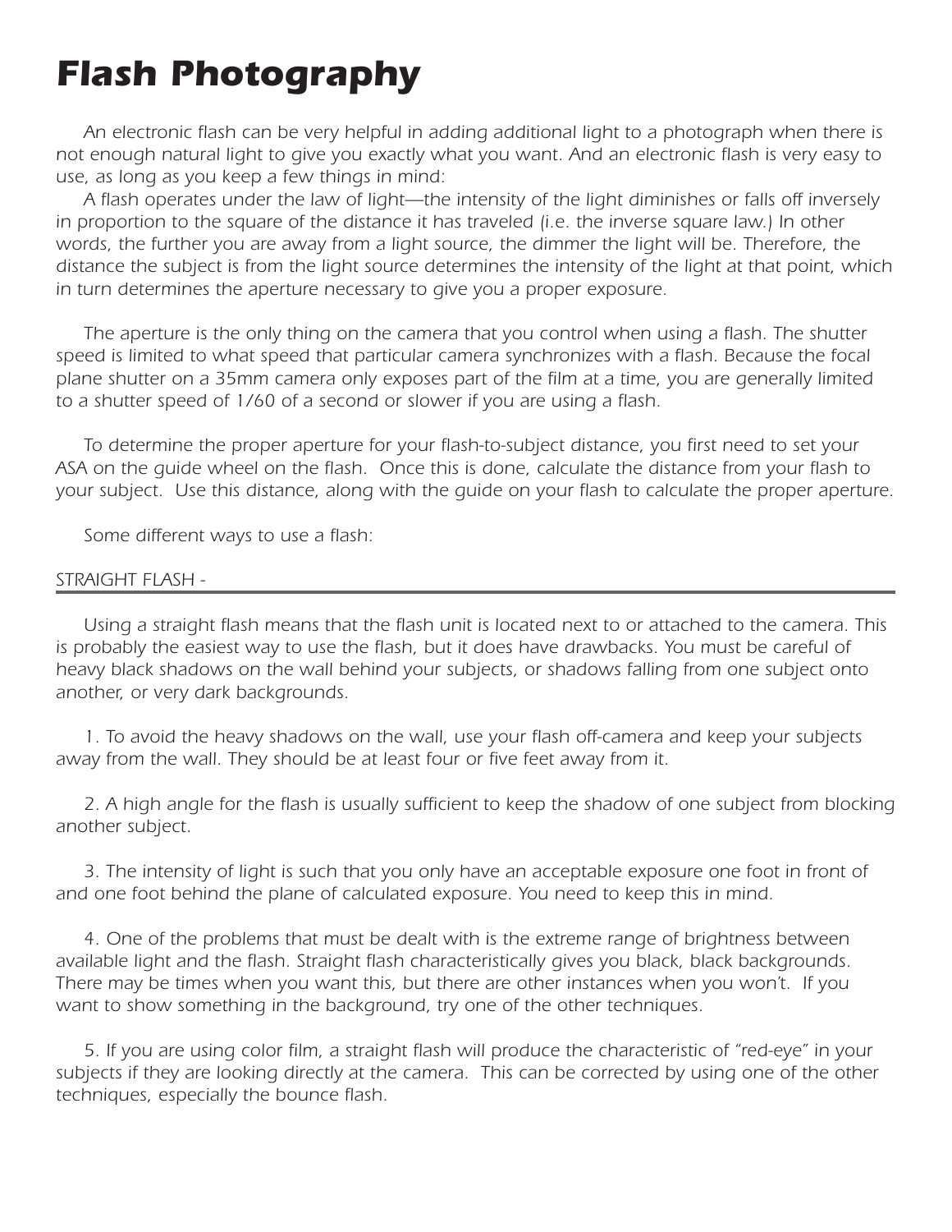# Flash Photography

*An electronic flash can be very helpful in adding additional light to a photograph when there is not enough natural light to give you exactly what you want. And an electronic flash is very easy to use, as long as you keep a few things in mind:*

*A flash operates under the law of light—the intensity of the light diminishes or falls off inversely in proportion to the square of the distance it has traveled (i.e. the inverse square law.) In other words, the further you are away from a light source, the dimmer the light will be. Therefore, the distance the subject is from the light source determines the intensity of the light at that point, which in turn determines the aperture necessary to give you a proper exposure.*

*The aperture is the only thing on the camera that you control when using a flash. The shutter speed is limited to what speed that particular camera synchronizes with a flash. Because the focal plane shutter on a 35mm camera only exposes part of the film at a time, you are generally limited to a shutter speed of 1/60 of a second or slower if you are using a flash.*

*To determine the proper aperture for your flash-to-subject distance, you first need to set your ASA on the guide wheel on the flash. Once this is done, calculate the distance from your flash to your subject. Use this distance, along with the guide on your flash to calculate the proper aperture.*

*Some different ways to use a flash:*

## *STRAIGHT FLASH -*

*Using a straight flash means that the flash unit is located next to or attached to the camera. This is probably the easiest way to use the flash, but it does have drawbacks. You must be careful of heavy black shadows on the wall behind your subjects, or shadows falling from one subject onto another, or very dark backgrounds.*

*1. To avoid the heavy shadows on the wall, use your flash off-camera and keep your subjects away from the wall. They should be at least four or five feet away from it.*

*2. A high angle for the flash is usually sufficient to keep the shadow of one subject from blocking another subject.*

*3. The intensity of light is such that you only have an acceptable exposure one foot in front of and one foot behind the plane of calculated exposure. You need to keep this in mind.*

*4. One of the problems that must be dealt with is the extreme range of brightness between available light and the flash. Straight flash characteristically gives you black, black backgrounds. There may be times when you want this, but there are other instances when you won't. If you want to show something in the background, try one of the other techniques.*

*5. If you are using color film, a straight flash will produce the characteristic of "red-eye" in your subjects if they are looking directly at the camera. This can be corrected by using one of the other techniques, especially the bounce flash.*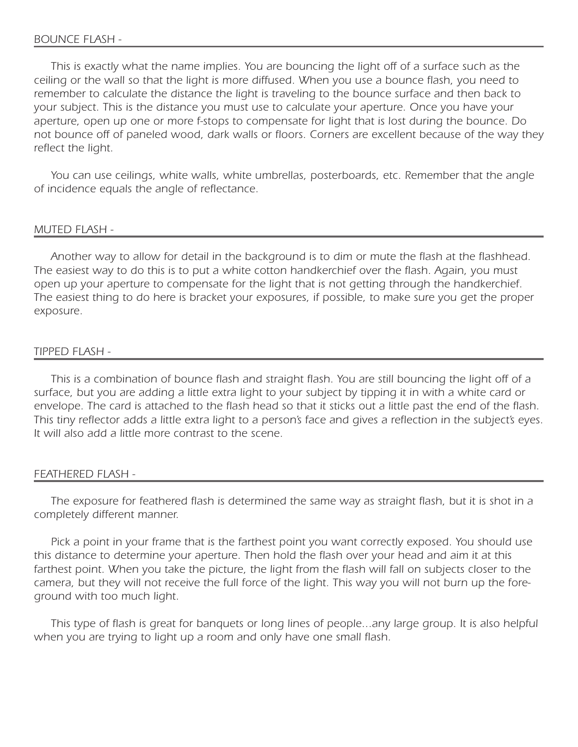## BOUNCE FLASH -

*This is exactly what the name implies. You are bouncing the light off of a surface such as the ceiling or the wall so that the light is more diffused. When you use a bounce flash, you need to remember to calculate the distance the light is traveling to the bounce surface and then back to your subject. This is the distance you must use to calculate your aperture. Once you have your aperture, open up one or more f-stops to compensate for light that is lost during the bounce. Do not bounce off of paneled wood, dark walls or floors. Corners are excellent because of the way they reflect the light.*

*You can use ceilings, white walls, white umbrellas, posterboards, etc. Remember that the angle of incidence equals the angle of reflectance.*

## MUTED FLASH -

*Another way to allow for detail in the background is to dim or mute the flash at the flashhead. The easiest way to do this is to put a white cotton handkerchief over the flash. Again, you must open up your aperture to compensate for the light that is not getting through the handkerchief. The easiest thing to do here is bracket your exposures, if possible, to make sure you get the proper exposure.*

## TIPPED FLASH -

*This is a combination of bounce flash and straight flash. You are still bouncing the light off of a surface, but you are adding a little extra light to your subject by tipping it in with a white card or envelope. The card is attached to the flash head so that it sticks out a little past the end of the flash. This tiny reflector adds a little extra light to a person's face and gives a reflection in the subject's eyes. It will also add a little more contrast to the scene.*

## FEATHERED FLASH -

*The exposure for feathered flash is determined the same way as straight flash, but it is shot in a completely different manner.*

*Pick a point in your frame that is the farthest point you want correctly exposed. You should use this distance to determine your aperture. Then hold the flash over your head and aim it at this farthest point. When you take the picture, the light from the flash will fall on subjects closer to the camera, but they will not receive the full force of the light. This way you will not burn up the foreground with too much light.*

*This type of flash is great for banquets or long lines of people...any large group. It is also helpful when you are trying to light up a room and only have one small flash.*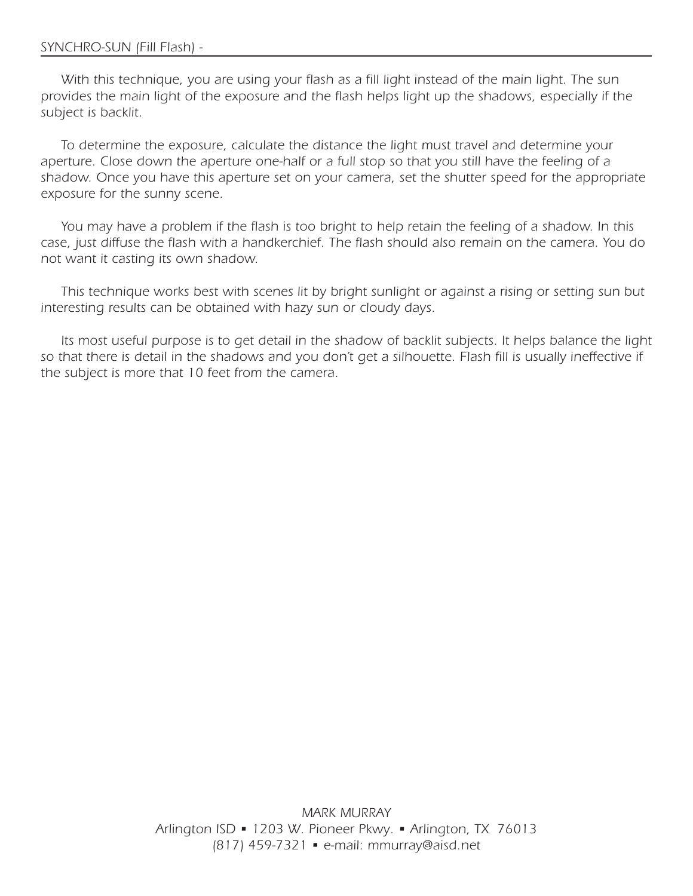## SYNCHRO-SUN (Fill Flash) -

With this technique, you are using your flash as a fill light instead of the main light. The sun provides the main light of the exposure and the flash helps light up the shadows, especially if the subject is backlit.

To determine the exposure, calculate the distance the light must travel and determine your aperture. Close down the aperture one-half or a full stop so that you still have the feeling of a shadow. Once you have this aperture set on your camera, set the shutter speed for the appropriate exposure for the sunny scene.

You may have a problem if the flash is too bright to help retain the feeling of a shadow. In this case, just diffuse the flash with a handkerchief. The flash should also remain on the camera. You do not want it casting its own shadow.

This technique works best with scenes lit by bright sunlight or against a rising or setting sun but interesting results can be obtained with hazy sun or cloudy days.

Its most useful purpose is to get detail in the shadow of backlit subjects. It helps balance the light so that there is detail in the shadows and you don't get a silhouette. Flash fill is usually ineffective if the subject is more that 10 feet from the camera.